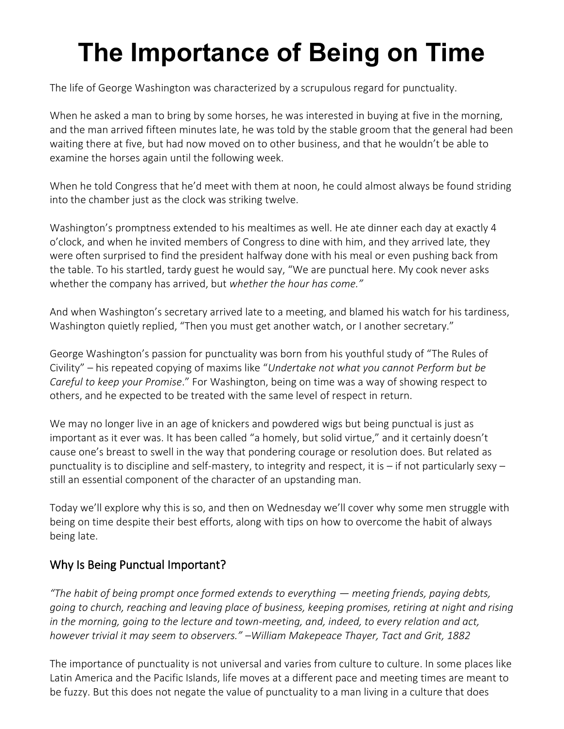# The Importance of Being on Time

The life of George Washington was characterized by a scrupulous regard for punctuality.

When he asked a man to bring by some horses, he was interested in buying at five in the morning, and the man arrived fifteen minutes late, he was told by the stable groom that the general had been waiting there at five, but had now moved on to other business, and that he wouldn't be able to examine the horses again until the following week.

When he told Congress that he'd meet with them at noon, he could almost always be found striding into the chamber just as the clock was striking twelve.

Washington's promptness extended to his mealtimes as well. He ate dinner each day at exactly 4 o'clock, and when he invited members of Congress to dine with him, and they arrived late, they were often surprised to find the president halfway done with his meal or even pushing back from the table. To his startled, tardy guest he would say, "We are punctual here. My cook never asks whether the company has arrived, but *whether the hour has come."*

And when Washington's secretary arrived late to a meeting, and blamed his watch for his tardiness, Washington quietly replied, "Then you must get another watch, or I another secretary."

George Washington's passion for punctuality was born from his youthful study of "The Rules of Civility" – his repeated copying of maxims like "*Undertake not what you cannot Perform but be Careful to keep your Promise*." For Washington, being on time was a way of showing respect to others, and he expected to be treated with the same level of respect in return.

We may no longer live in an age of knickers and powdered wigs but being punctual is just as important as it ever was. It has been called "a homely, but solid virtue," and it certainly doesn't cause one's breast to swell in the way that pondering courage or resolution does. But related as punctuality is to discipline and self-mastery, to integrity and respect, it is – if not particularly sexy – still an essential component of the character of an upstanding man.

Today we'll explore why this is so, and then on Wednesday we'll cover why some men struggle with being on time despite their best efforts, along with tips on how to overcome the habit of always being late.

## Why Is Being Punctual Important?

*"The habit of being prompt once formed extends to everything — meeting friends, paying debts, going to church, reaching and leaving place of business, keeping promises, retiring at night and rising in the morning, going to the lecture and town-meeting, and, indeed, to every relation and act, however trivial it may seem to observers." –William Makepeace Thayer, Tact and Grit, 1882*

The importance of punctuality is not universal and varies from culture to culture. In some places like Latin America and the Pacific Islands, life moves at a different pace and meeting times are meant to be fuzzy. But this does not negate the value of punctuality to a man living in a culture that does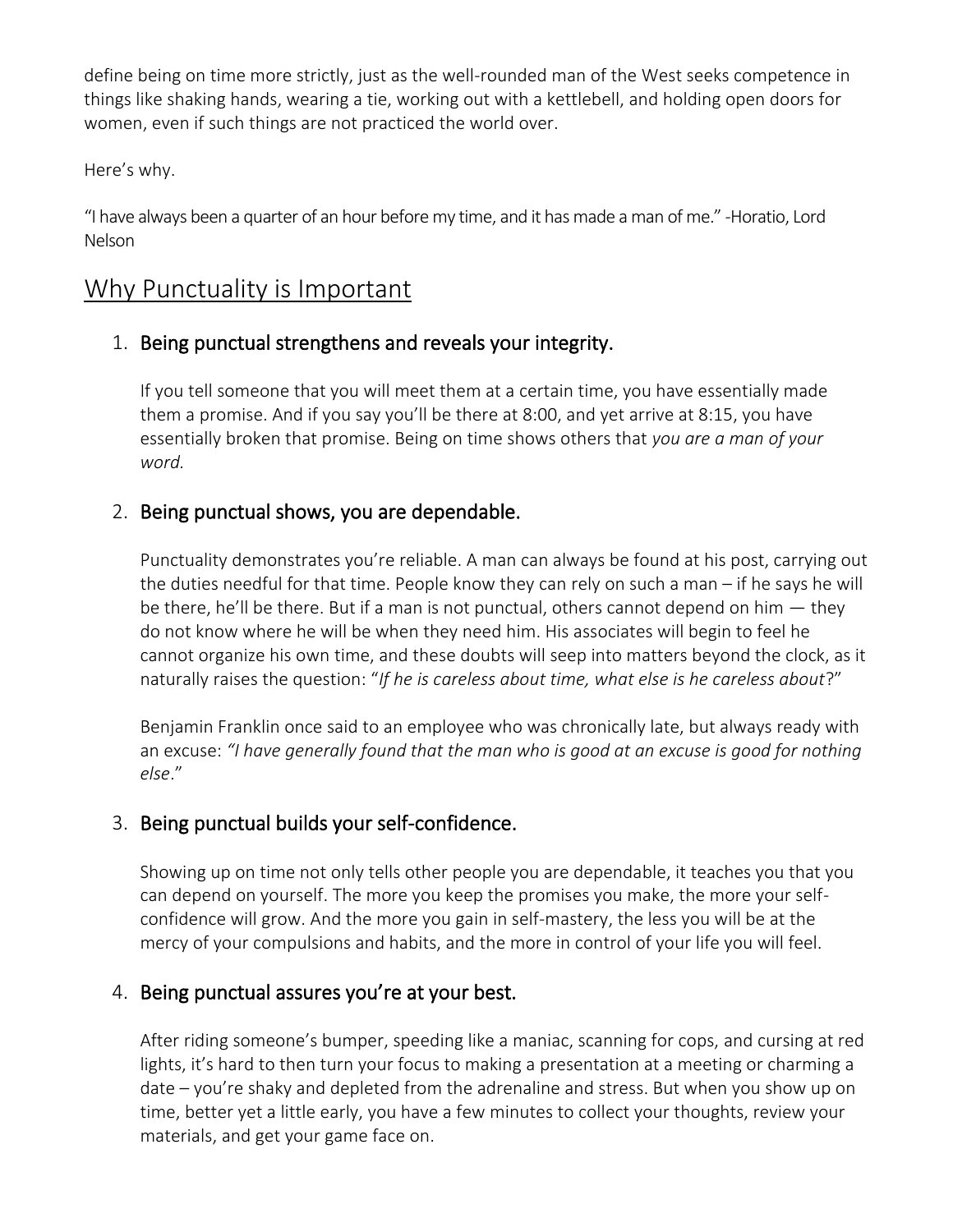define being on time more strictly, just as the well-rounded man of the West seeks competence in things like shaking hands, wearing a tie, working out with a kettlebell, and holding open doors for women, even if such things are not practiced the world over.

Here's why.

"I have always been a quarter of an hour before my time, and it has made a man of me." -Horatio, Lord Nelson

## Why Punctuality is Important

1. **Being punctual strengthens and reveals your integrity.**

   If you tell someone that you will meet them at a certain time, you have essentially made them a promise. And if you say you'll be there at 8:00, and yet arrive at 8:15, you have essentially broken that promise. Being on time shows others that *you are a man of your word.*

2. **Being punctual shows, you are dependable.**

   Punctuality demonstrates you're reliable. A man can always be found at his post, carrying out the duties needful for that time. People know they can rely on such a man – if he says he will be there, he'll be there. But if a man is not punctual, others cannot depend on him — they do not know where he will be when they need him. His associates will begin to feel he cannot organize his own time, and these doubts will seep into matters beyond the clock, as it naturally raises the question: "*If he is careless about time, what else is he careless about*?"

   Benjamin Franklin once said to an employee who was chronically late, but always ready with an excuse: *"I have generally found that the man who is good at an excuse is good for nothing else*."

3. **Being punctual builds your self-confidence.**

   Showing up on time not only tells other people you are dependable, it teaches you that you can depend on yourself. The more you keep the promises you make, the more your self-confidence will grow. And the more you gain in self-mastery, the less you will be at the mercy of your compulsions and habits, and the more in control of your life you will feel.

4. **Being punctual assures you're at your best.**

   After riding someone's bumper, speeding like a maniac, scanning for cops, and cursing at red lights, it's hard to then turn your focus to making a presentation at a meeting or charming a date – you're shaky and depleted from the adrenaline and stress. But when you show up on time, better yet a little early, you have a few minutes to collect your thoughts, review your materials, and get your game face on.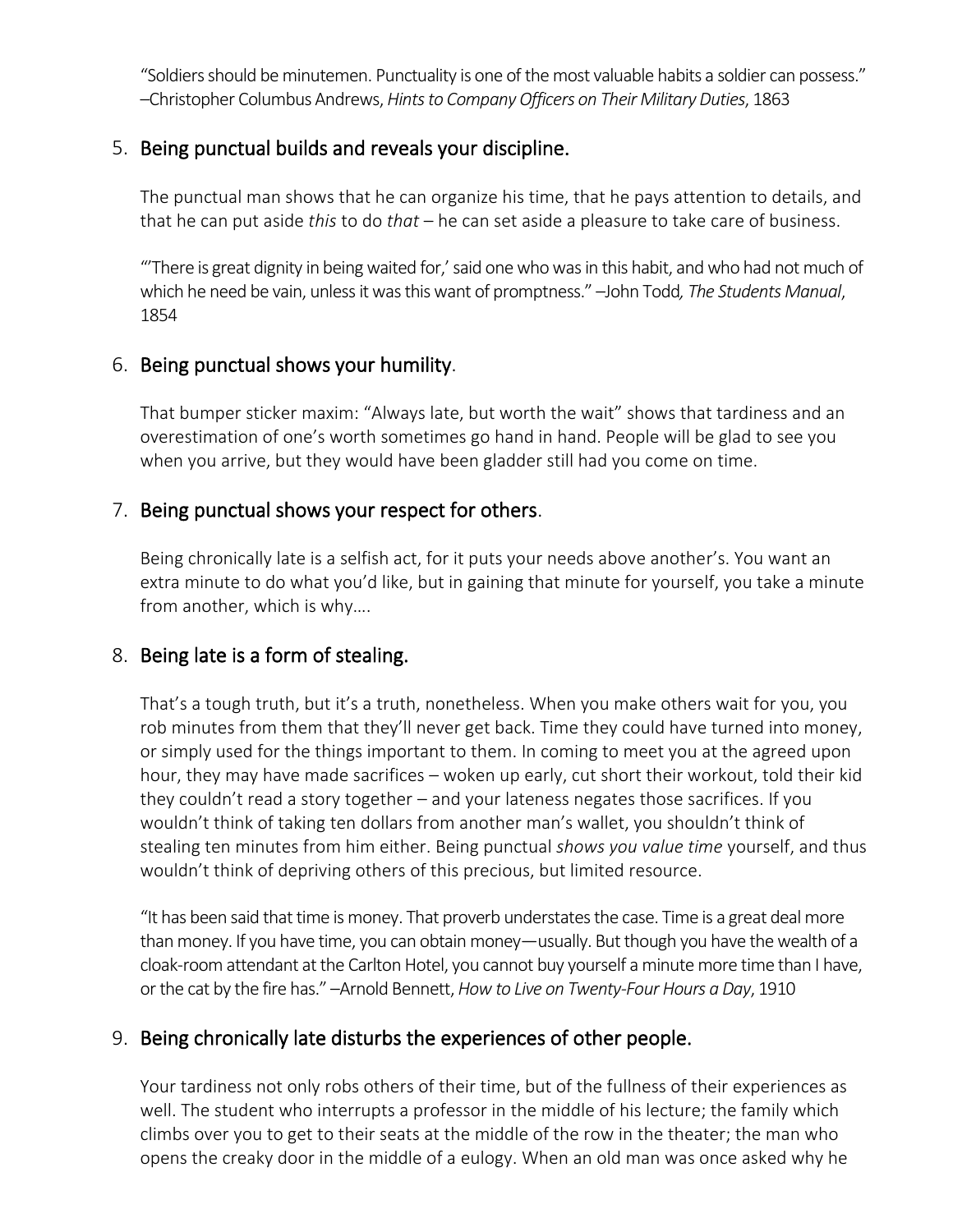"Soldiers should be minutemen. Punctuality is one of the most valuable habits a soldier can possess." –Christopher Columbus Andrews, *Hints to Company Officers on Their Military Duties*, 1863

5. Being punctual builds and reveals your discipline.

The punctual man shows that he can organize his time, that he pays attention to details, and that he can put aside *this* to do *that* – he can set aside a pleasure to take care of business.

"'There is great dignity in being waited for,' said one who was in this habit, and who had not much of which he need be vain, unless it was this want of promptness." –John Todd*, The Students Manual*, 1854

6. Being punctual shows your humility.

That bumper sticker maxim: "Always late, but worth the wait" shows that tardiness and an overestimation of one's worth sometimes go hand in hand. People will be glad to see you when you arrive, but they would have been gladder still had you come on time.

7. Being punctual shows your respect for others.

Being chronically late is a selfish act, for it puts your needs above another's. You want an extra minute to do what you'd like, but in gaining that minute for yourself, you take a minute from another, which is why….

8. Being late is a form of stealing.

That's a tough truth, but it's a truth, nonetheless. When you make others wait for you, you rob minutes from them that they'll never get back. Time they could have turned into money, or simply used for the things important to them. In coming to meet you at the agreed upon hour, they may have made sacrifices – woken up early, cut short their workout, told their kid they couldn't read a story together – and your lateness negates those sacrifices. If you wouldn't think of taking ten dollars from another man's wallet, you shouldn't think of stealing ten minutes from him either. Being punctual *shows you value time* yourself, and thus wouldn't think of depriving others of this precious, but limited resource.

"It has been said that time is money. That proverb understates the case. Time is a great deal more than money. If you have time, you can obtain money—usually. But though you have the wealth of a cloak-room attendant at the Carlton Hotel, you cannot buy yourself a minute more time than I have, or the cat by the fire has." –Arnold Bennett, *How to Live on Twenty-Four Hours a Day*, 1910

9. Being chronically late disturbs the experiences of other people.

Your tardiness not only robs others of their time, but of the fullness of their experiences as well. The student who interrupts a professor in the middle of his lecture; the family which climbs over you to get to their seats at the middle of the row in the theater; the man who opens the creaky door in the middle of a eulogy. When an old man was once asked why he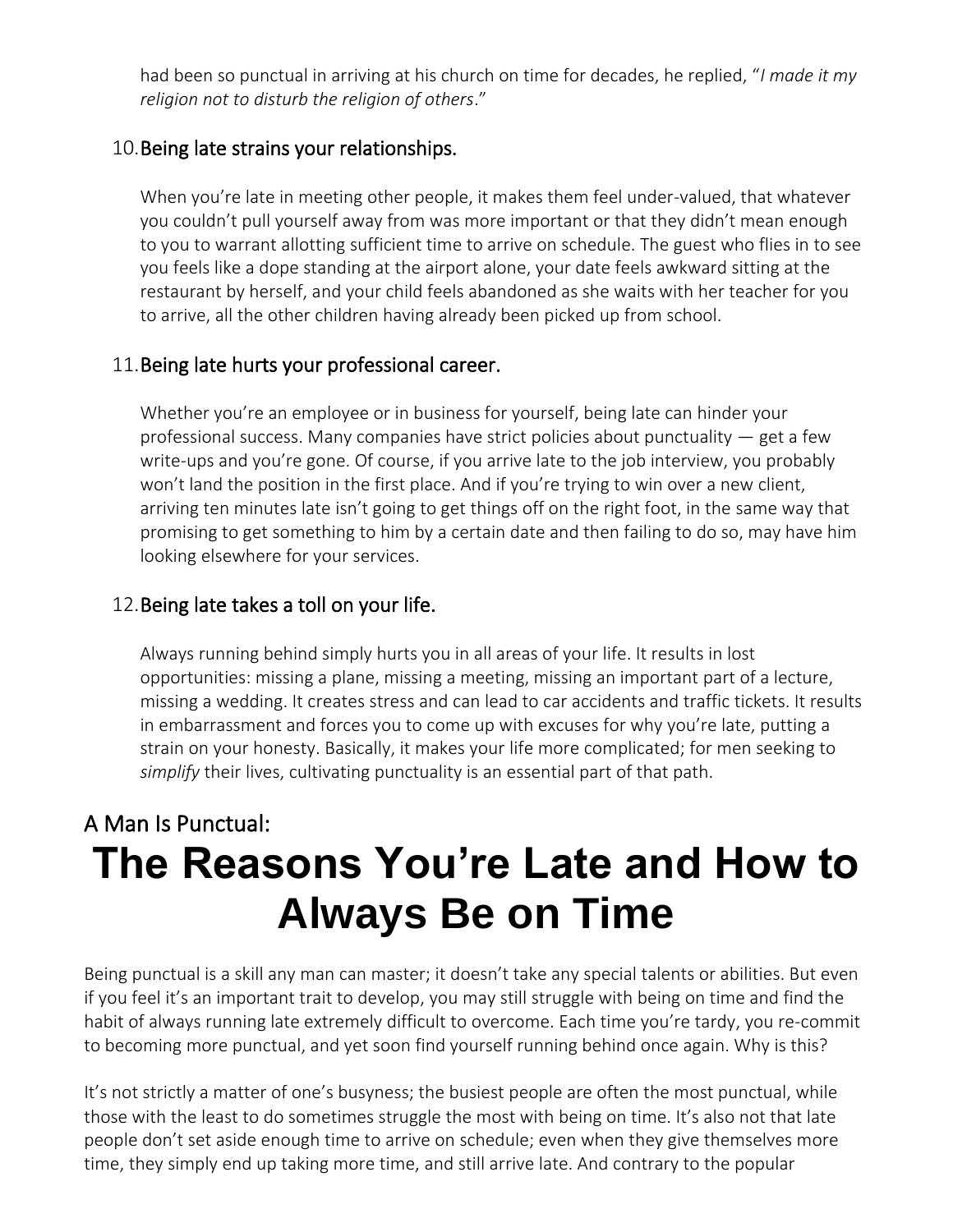had been so punctual in arriving at his church on time for decades, he replied, "*I made it my religion not to disturb the religion of others*."

10. **Being late strains your relationships.**

    When you're late in meeting other people, it makes them feel under-valued, that whatever you couldn't pull yourself away from was more important or that they didn't mean enough to you to warrant allotting sufficient time to arrive on schedule. The guest who flies in to see you feels like a dope standing at the airport alone, your date feels awkward sitting at the restaurant by herself, and your child feels abandoned as she waits with her teacher for you to arrive, all the other children having already been picked up from school.

11. **Being late hurts your professional career.**

    Whether you're an employee or in business for yourself, being late can hinder your professional success. Many companies have strict policies about punctuality — get a few write-ups and you're gone. Of course, if you arrive late to the job interview, you probably won't land the position in the first place. And if you're trying to win over a new client, arriving ten minutes late isn't going to get things off on the right foot, in the same way that promising to get something to him by a certain date and then failing to do so, may have him looking elsewhere for your services.

12. **Being late takes a toll on your life.**

    Always running behind simply hurts you in all areas of your life. It results in lost opportunities: missing a plane, missing a meeting, missing an important part of a lecture, missing a wedding. It creates stress and can lead to car accidents and traffic tickets. It results in embarrassment and forces you to come up with excuses for why you're late, putting a strain on your honesty. Basically, it makes your life more complicated; for men seeking to *simplify* their lives, cultivating punctuality is an essential part of that path.

## A Man Is Punctual:

# The Reasons You're Late and How to Always Be on Time

Being punctual is a skill any man can master; it doesn't take any special talents or abilities. But even if you feel it's an important trait to develop, you may still struggle with being on time and find the habit of always running late extremely difficult to overcome. Each time you're tardy, you re-commit to becoming more punctual, and yet soon find yourself running behind once again. Why is this?

It's not strictly a matter of one's busyness; the busiest people are often the most punctual, while those with the least to do sometimes struggle the most with being on time. It's also not that late people don't set aside enough time to arrive on schedule; even when they give themselves more time, they simply end up taking more time, and still arrive late. And contrary to the popular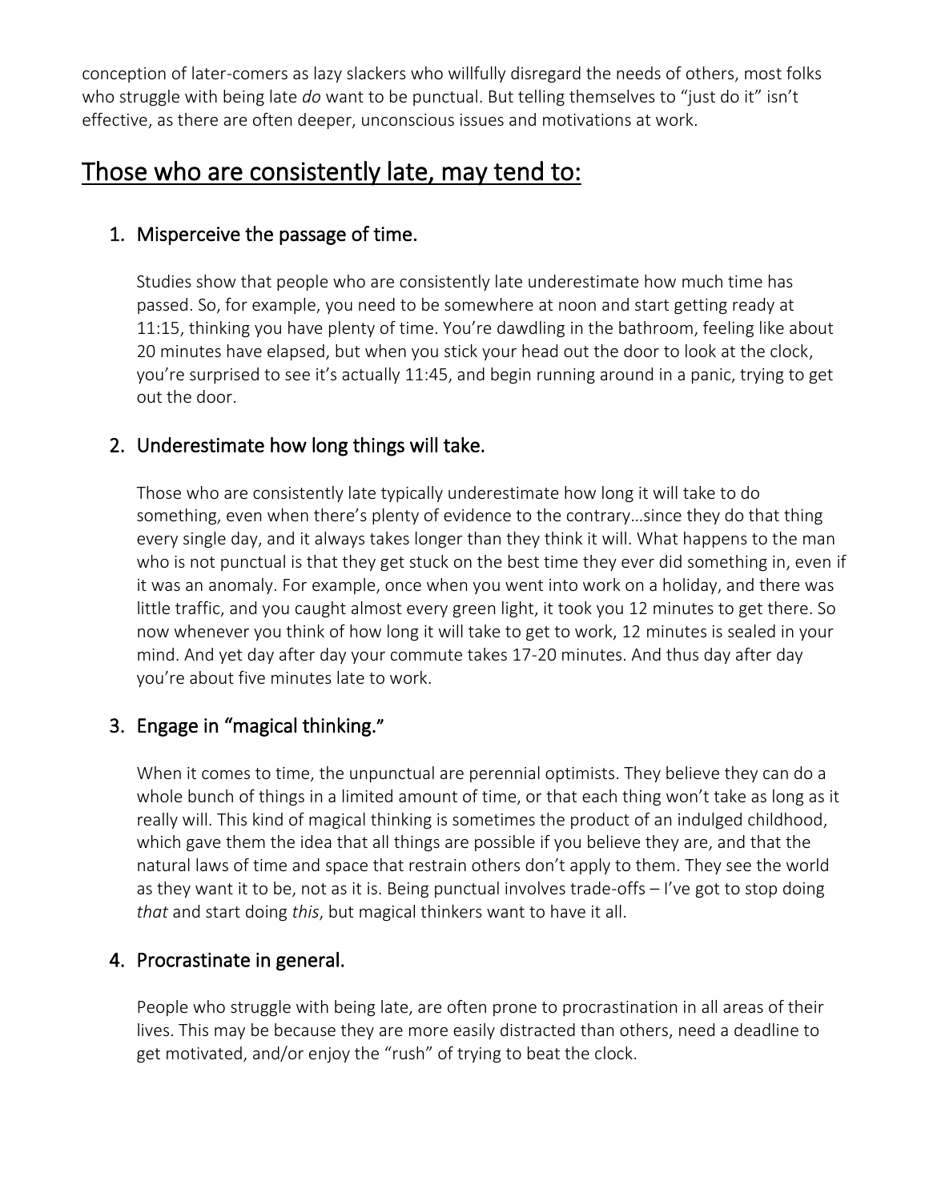conception of later-comers as lazy slackers who willfully disregard the needs of others, most folks who struggle with being late *do* want to be punctual. But telling themselves to "just do it" isn't effective, as there are often deeper, unconscious issues and motivations at work.

## Those who are consistently late, may tend to:

1. **Misperceive the passage of time.**

   Studies show that people who are consistently late underestimate how much time has passed. So, for example, you need to be somewhere at noon and start getting ready at 11:15, thinking you have plenty of time. You're dawdling in the bathroom, feeling like about 20 minutes have elapsed, but when you stick your head out the door to look at the clock, you're surprised to see it's actually 11:45, and begin running around in a panic, trying to get out the door.

2. **Underestimate how long things will take.**

   Those who are consistently late typically underestimate how long it will take to do something, even when there's plenty of evidence to the contrary…since they do that thing every single day, and it always takes longer than they think it will. What happens to the man who is not punctual is that they get stuck on the best time they ever did something in, even if it was an anomaly. For example, once when you went into work on a holiday, and there was little traffic, and you caught almost every green light, it took you 12 minutes to get there. So now whenever you think of how long it will take to get to work, 12 minutes is sealed in your mind. And yet day after day your commute takes 17-20 minutes. And thus day after day you're about five minutes late to work.

3. **Engage in "magical thinking."**

   When it comes to time, the unpunctual are perennial optimists. They believe they can do a whole bunch of things in a limited amount of time, or that each thing won't take as long as it really will. This kind of magical thinking is sometimes the product of an indulged childhood, which gave them the idea that all things are possible if you believe they are, and that the natural laws of time and space that restrain others don't apply to them. They see the world as they want it to be, not as it is. Being punctual involves trade-offs – I've got to stop doing *that* and start doing *this*, but magical thinkers want to have it all.

4. **Procrastinate in general.**

   People who struggle with being late, are often prone to procrastination in all areas of their lives. This may be because they are more easily distracted than others, need a deadline to get motivated, and/or enjoy the "rush" of trying to beat the clock.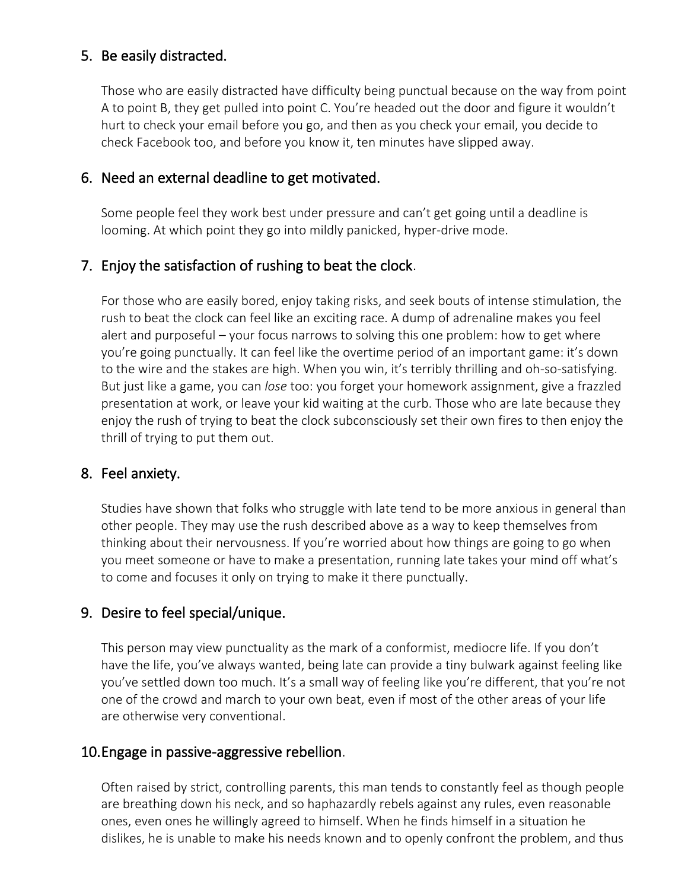## 5. Be easily distracted.

Those who are easily distracted have difficulty being punctual because on the way from point A to point B, they get pulled into point C. You're headed out the door and figure it wouldn't hurt to check your email before you go, and then as you check your email, you decide to check Facebook too, and before you know it, ten minutes have slipped away.

## 6. Need an external deadline to get motivated.

Some people feel they work best under pressure and can't get going until a deadline is looming. At which point they go into mildly panicked, hyper-drive mode.

## 7. Enjoy the satisfaction of rushing to beat the clock.

For those who are easily bored, enjoy taking risks, and seek bouts of intense stimulation, the rush to beat the clock can feel like an exciting race. A dump of adrenaline makes you feel alert and purposeful – your focus narrows to solving this one problem: how to get where you're going punctually. It can feel like the overtime period of an important game: it's down to the wire and the stakes are high. When you win, it's terribly thrilling and oh-so-satisfying. But just like a game, you can *lose* too: you forget your homework assignment, give a frazzled presentation at work, or leave your kid waiting at the curb. Those who are late because they enjoy the rush of trying to beat the clock subconsciously set their own fires to then enjoy the thrill of trying to put them out.

## 8. Feel anxiety.

Studies have shown that folks who struggle with late tend to be more anxious in general than other people. They may use the rush described above as a way to keep themselves from thinking about their nervousness. If you're worried about how things are going to go when you meet someone or have to make a presentation, running late takes your mind off what's to come and focuses it only on trying to make it there punctually.

## 9. Desire to feel special/unique.

This person may view punctuality as the mark of a conformist, mediocre life. If you don't have the life, you've always wanted, being late can provide a tiny bulwark against feeling like you've settled down too much. It's a small way of feeling like you're different, that you're not one of the crowd and march to your own beat, even if most of the other areas of your life are otherwise very conventional.

## 10. Engage in passive-aggressive rebellion.

Often raised by strict, controlling parents, this man tends to constantly feel as though people are breathing down his neck, and so haphazardly rebels against any rules, even reasonable ones, even ones he willingly agreed to himself. When he finds himself in a situation he dislikes, he is unable to make his needs known and to openly confront the problem, and thus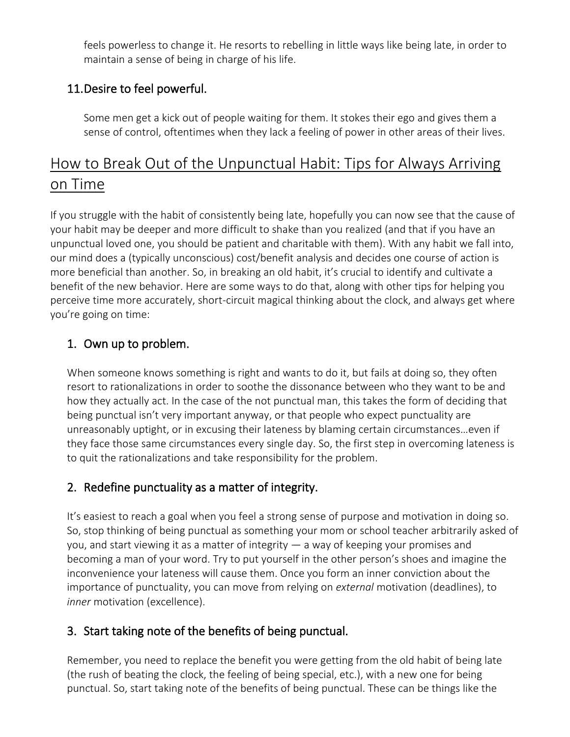feels powerless to change it. He resorts to rebelling in little ways like being late, in order to maintain a sense of being in charge of his life.

### 11. Desire to feel powerful.

Some men get a kick out of people waiting for them. It stokes their ego and gives them a sense of control, oftentimes when they lack a feeling of power in other areas of their lives.

## How to Break Out of the Unpunctual Habit: Tips for Always Arriving on Time

If you struggle with the habit of consistently being late, hopefully you can now see that the cause of your habit may be deeper and more difficult to shake than you realized (and that if you have an unpunctual loved one, you should be patient and charitable with them). With any habit we fall into, our mind does a (typically unconscious) cost/benefit analysis and decides one course of action is more beneficial than another. So, in breaking an old habit, it's crucial to identify and cultivate a benefit of the new behavior. Here are some ways to do that, along with other tips for helping you perceive time more accurately, short-circuit magical thinking about the clock, and always get where you're going on time:

### 1. Own up to problem.

When someone knows something is right and wants to do it, but fails at doing so, they often resort to rationalizations in order to soothe the dissonance between who they want to be and how they actually act. In the case of the not punctual man, this takes the form of deciding that being punctual isn't very important anyway, or that people who expect punctuality are unreasonably uptight, or in excusing their lateness by blaming certain circumstances…even if they face those same circumstances every single day. So, the first step in overcoming lateness is to quit the rationalizations and take responsibility for the problem.

### 2. Redefine punctuality as a matter of integrity.

It's easiest to reach a goal when you feel a strong sense of purpose and motivation in doing so. So, stop thinking of being punctual as something your mom or school teacher arbitrarily asked of you, and start viewing it as a matter of integrity — a way of keeping your promises and becoming a man of your word. Try to put yourself in the other person's shoes and imagine the inconvenience your lateness will cause them. Once you form an inner conviction about the importance of punctuality, you can move from relying on *external* motivation (deadlines), to *inner* motivation (excellence).

### 3. Start taking note of the benefits of being punctual.

Remember, you need to replace the benefit you were getting from the old habit of being late (the rush of beating the clock, the feeling of being special, etc.), with a new one for being punctual. So, start taking note of the benefits of being punctual. These can be things like the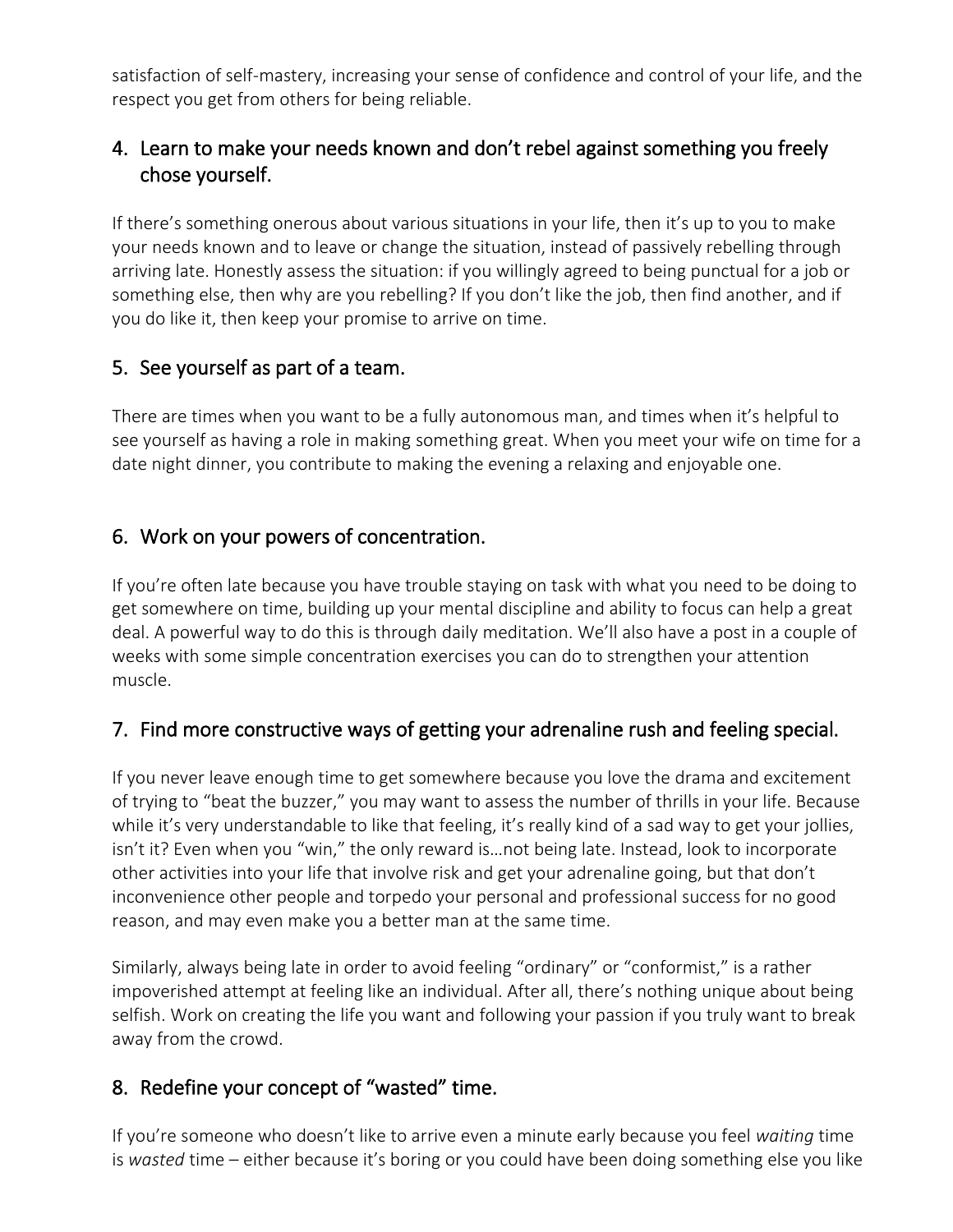satisfaction of self-mastery, increasing your sense of confidence and control of your life, and the respect you get from others for being reliable.

## 4. Learn to make your needs known and don't rebel against something you freely chose yourself.

If there's something onerous about various situations in your life, then it's up to you to make your needs known and to leave or change the situation, instead of passively rebelling through arriving late. Honestly assess the situation: if you willingly agreed to being punctual for a job or something else, then why are you rebelling? If you don't like the job, then find another, and if you do like it, then keep your promise to arrive on time.

## 5. See yourself as part of a team.

There are times when you want to be a fully autonomous man, and times when it's helpful to see yourself as having a role in making something great. When you meet your wife on time for a date night dinner, you contribute to making the evening a relaxing and enjoyable one.

## 6. Work on your powers of concentration.

If you're often late because you have trouble staying on task with what you need to be doing to get somewhere on time, building up your mental discipline and ability to focus can help a great deal. A powerful way to do this is through daily meditation. We'll also have a post in a couple of weeks with some simple concentration exercises you can do to strengthen your attention muscle.

## 7. Find more constructive ways of getting your adrenaline rush and feeling special.

If you never leave enough time to get somewhere because you love the drama and excitement of trying to "beat the buzzer," you may want to assess the number of thrills in your life. Because while it's very understandable to like that feeling, it's really kind of a sad way to get your jollies, isn't it? Even when you "win," the only reward is…not being late. Instead, look to incorporate other activities into your life that involve risk and get your adrenaline going, but that don't inconvenience other people and torpedo your personal and professional success for no good reason, and may even make you a better man at the same time.

Similarly, always being late in order to avoid feeling "ordinary" or "conformist," is a rather impoverished attempt at feeling like an individual. After all, there's nothing unique about being selfish. Work on creating the life you want and following your passion if you truly want to break away from the crowd.

## 8. Redefine your concept of "wasted" time.

If you're someone who doesn't like to arrive even a minute early because you feel *waiting* time is *wasted* time – either because it's boring or you could have been doing something else you like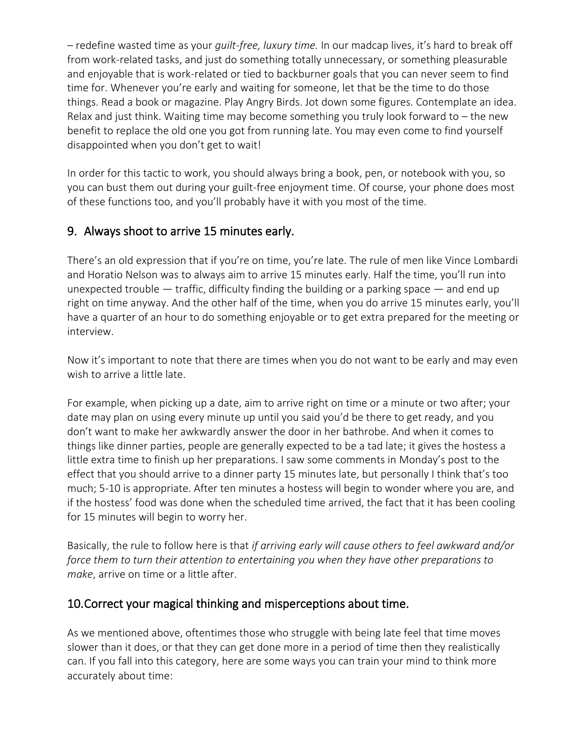– redefine wasted time as your *guilt-free, luxury time.* In our madcap lives, it's hard to break off from work-related tasks, and just do something totally unnecessary, or something pleasurable and enjoyable that is work-related or tied to backburner goals that you can never seem to find time for. Whenever you're early and waiting for someone, let that be the time to do those things. Read a book or magazine. Play Angry Birds. Jot down some figures. Contemplate an idea. Relax and just think. Waiting time may become something you truly look forward to – the new benefit to replace the old one you got from running late. You may even come to find yourself disappointed when you don't get to wait!

In order for this tactic to work, you should always bring a book, pen, or notebook with you, so you can bust them out during your guilt-free enjoyment time. Of course, your phone does most of these functions too, and you'll probably have it with you most of the time.

## 9. Always shoot to arrive 15 minutes early.

There's an old expression that if you're on time, you're late. The rule of men like Vince Lombardi and Horatio Nelson was to always aim to arrive 15 minutes early. Half the time, you'll run into unexpected trouble — traffic, difficulty finding the building or a parking space — and end up right on time anyway. And the other half of the time, when you do arrive 15 minutes early, you'll have a quarter of an hour to do something enjoyable or to get extra prepared for the meeting or interview.

Now it's important to note that there are times when you do not want to be early and may even wish to arrive a little late.

For example, when picking up a date, aim to arrive right on time or a minute or two after; your date may plan on using every minute up until you said you'd be there to get ready, and you don't want to make her awkwardly answer the door in her bathrobe. And when it comes to things like dinner parties, people are generally expected to be a tad late; it gives the hostess a little extra time to finish up her preparations. I saw some comments in Monday's post to the effect that you should arrive to a dinner party 15 minutes late, but personally I think that's too much; 5-10 is appropriate. After ten minutes a hostess will begin to wonder where you are, and if the hostess' food was done when the scheduled time arrived, the fact that it has been cooling for 15 minutes will begin to worry her.

Basically, the rule to follow here is that *if arriving early will cause others to feel awkward and/or force them to turn their attention to entertaining you when they have other preparations to make*, arrive on time or a little after.

## 10. Correct your magical thinking and misperceptions about time.

As we mentioned above, oftentimes those who struggle with being late feel that time moves slower than it does, or that they can get done more in a period of time then they realistically can. If you fall into this category, here are some ways you can train your mind to think more accurately about time: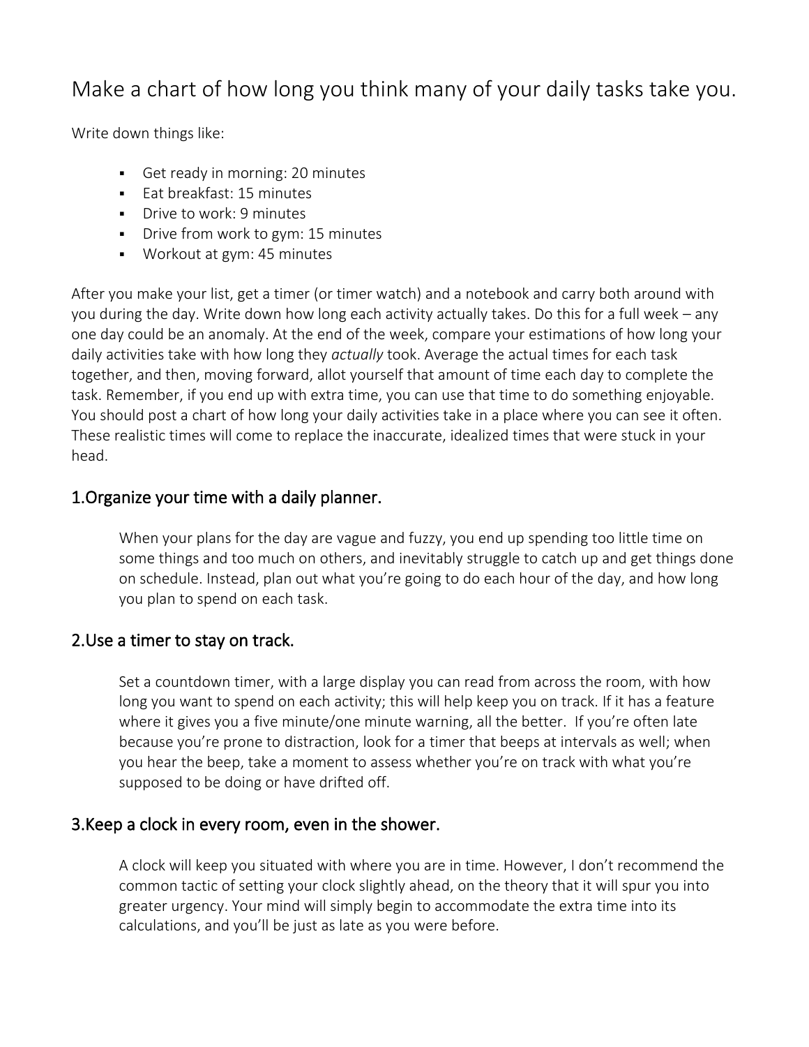## Make a chart of how long you think many of your daily tasks take you.

Write down things like:

- Get ready in morning: 20 minutes
- Eat breakfast: 15 minutes
- Drive to work: 9 minutes
- Drive from work to gym: 15 minutes
- Workout at gym: 45 minutes

After you make your list, get a timer (or timer watch) and a notebook and carry both around with you during the day. Write down how long each activity actually takes. Do this for a full week – any one day could be an anomaly. At the end of the week, compare your estimations of how long your daily activities take with how long they *actually* took. Average the actual times for each task together, and then, moving forward, allot yourself that amount of time each day to complete the task. Remember, if you end up with extra time, you can use that time to do something enjoyable. You should post a chart of how long your daily activities take in a place where you can see it often. These realistic times will come to replace the inaccurate, idealized times that were stuck in your head.

### 1.Organize your time with a daily planner.

When your plans for the day are vague and fuzzy, you end up spending too little time on some things and too much on others, and inevitably struggle to catch up and get things done on schedule. Instead, plan out what you're going to do each hour of the day, and how long you plan to spend on each task.

### 2.Use a timer to stay on track.

Set a countdown timer, with a large display you can read from across the room, with how long you want to spend on each activity; this will help keep you on track. If it has a feature where it gives you a five minute/one minute warning, all the better. If you're often late because you're prone to distraction, look for a timer that beeps at intervals as well; when you hear the beep, take a moment to assess whether you're on track with what you're supposed to be doing or have drifted off.

### 3.Keep a clock in every room, even in the shower.

A clock will keep you situated with where you are in time. However, I don't recommend the common tactic of setting your clock slightly ahead, on the theory that it will spur you into greater urgency. Your mind will simply begin to accommodate the extra time into its calculations, and you'll be just as late as you were before.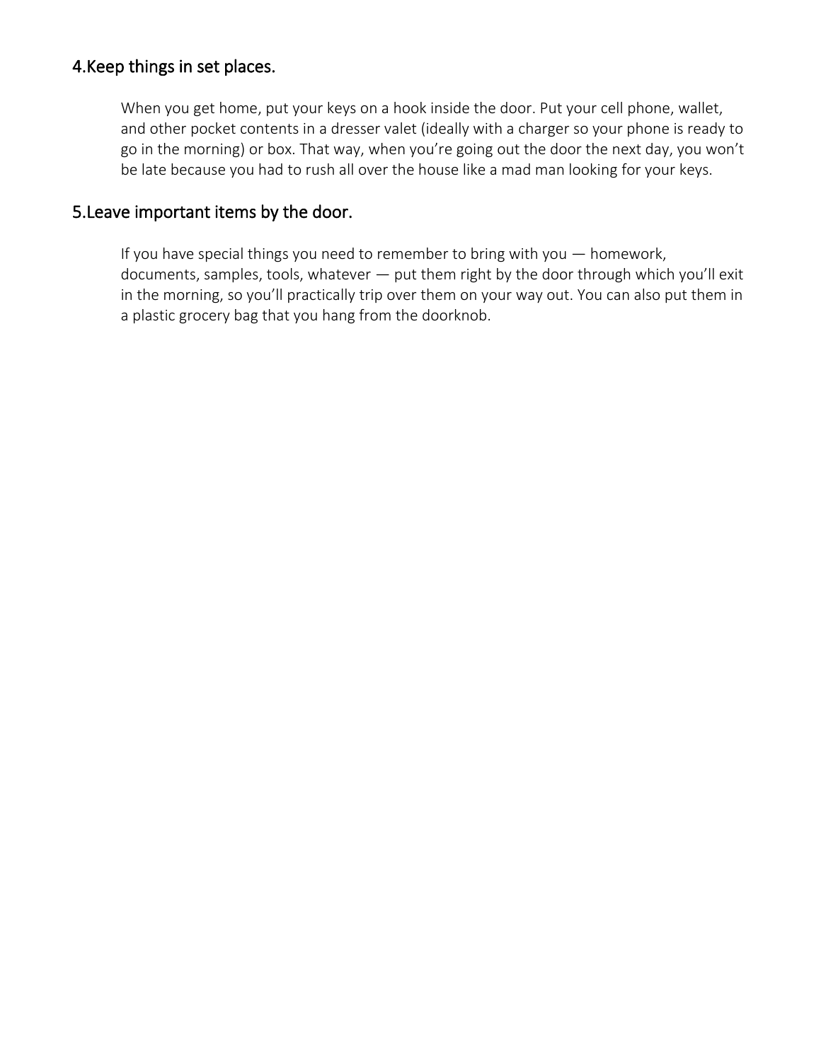## 4.Keep things in set places.

When you get home, put your keys on a hook inside the door. Put your cell phone, wallet, and other pocket contents in a dresser valet (ideally with a charger so your phone is ready to go in the morning) or box. That way, when you're going out the door the next day, you won't be late because you had to rush all over the house like a mad man looking for your keys.

## 5.Leave important items by the door.

If you have special things you need to remember to bring with you — homework, documents, samples, tools, whatever — put them right by the door through which you'll exit in the morning, so you'll practically trip over them on your way out. You can also put them in a plastic grocery bag that you hang from the doorknob.